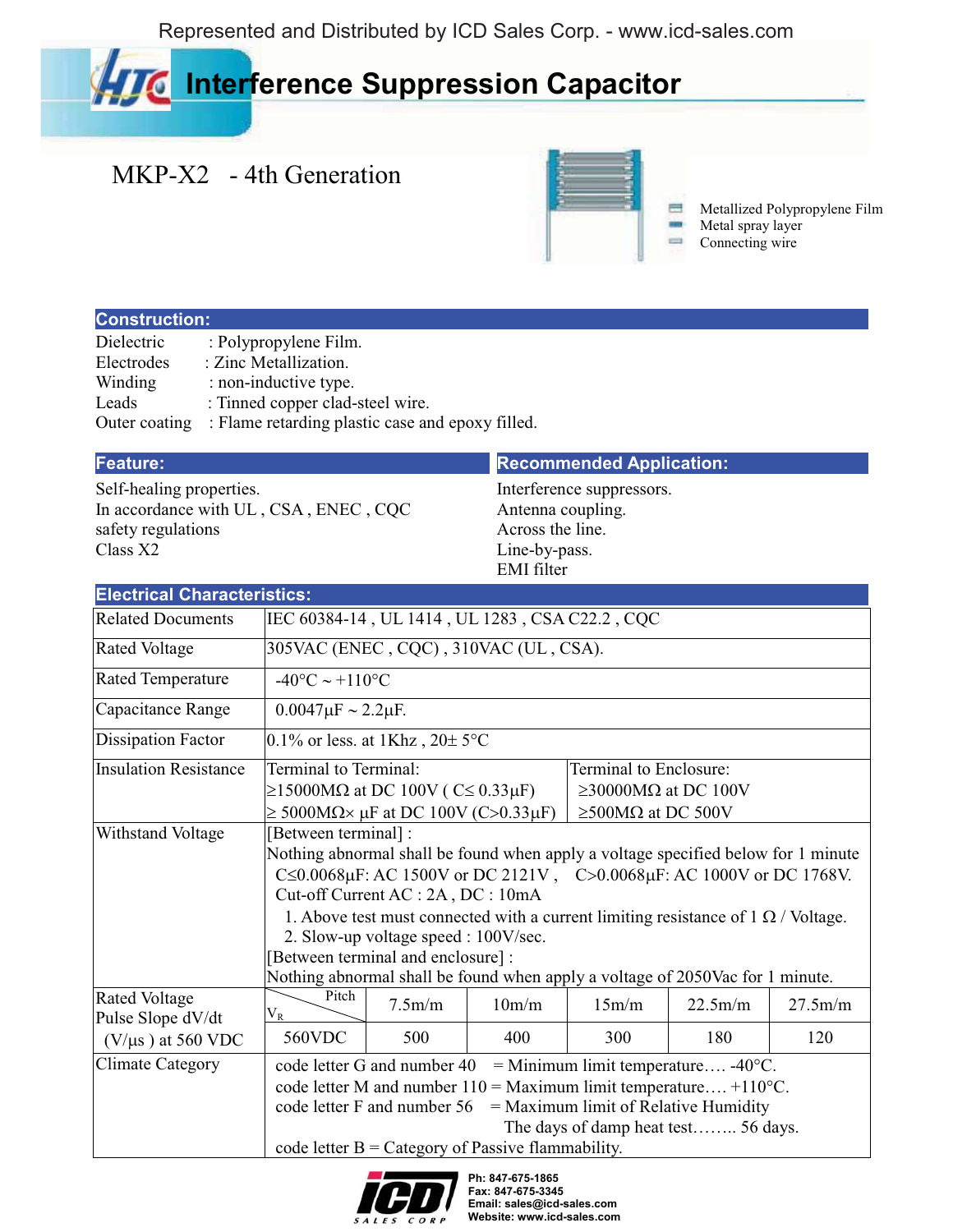Represented and Distributed by ICD Sales Corp. - www.icd-sales.com

# Interference Suppression Capacitor

## MKP-X2 - 4th Generation

- Metallized Polypropylene Film
- Metal spray layer
- Connecting wire

### Construction:

| | |
|---|---|
| Dielectric | : Polypropylene Film. |
| Electrodes | : Zinc Metallization. |
| Winding | : non-inductive type. |
| Leads | : Tinned copper clad-steel wire. |
| Outer coating | : Flame retarding plastic case and epoxy filled. |

### Feature:

Self-healing properties.
In accordance with UL , CSA , ENEC , CQC safety regulations
Class X2

### Recommended Application:

Interference suppressors.
Antenna coupling.
Across the line.
Line-by-pass.
EMI filter

### Electrical Characteristics:

| Related Documents | IEC 60384-14 , UL 1414 , UL 1283 , CSA C22.2 , CQC | | | | |
|---|---|---|---|---|---|
| Rated Voltage | 305VAC (ENEC , CQC) , 310VAC (UL , CSA). | | | | |
| Rated Temperature | -40°C ~ +110°C | | | | |
| Capacitance Range | 0.0047μF ~ 2.2μF. | | | | |
| Dissipation Factor | 0.1% or less. at 1Khz , 20± 5°C | | | | |
| Insulation Resistance | Terminal to Terminal: ≥15000MΩ at DC 100V ( C≤ 0.33μF) ≥ 5000MΩ× μF at DC 100V (C>0.33μF) | | | Terminal to Enclosure: ≥30000MΩ at DC 100V ≥500MΩ at DC 500V | |
| Withstand Voltage | [Between terminal] : Nothing abnormal shall be found when apply a voltage specified below for 1 minute C≤0.0068μF: AC 1500V or DC 2121V , C>0.0068μF: AC 1000V or DC 1768V. Cut-off Current AC : 2A , DC : 10mA 1. Above test must connected with a current limiting resistance of 1 Ω / Voltage. 2. Slow-up voltage speed : 100V/sec. [Between terminal and enclosure] : Nothing abnormal shall be found when apply a voltage of 2050Vac for 1 minute. | | | | |
| Rated Voltage Pulse Slope dV/dt (V/μs ) at 560 VDC | $V_R$ \ Pitch | 7.5m/m | 10m/m | 15m/m | 22.5m/m | 27.5m/m |
| | 560VDC | 500 | 400 | 300 | 180 | 120 |
| Climate Category | code letter G and number 40 = Minimum limit temperature…. -40°C. code letter M and number 110 = Maximum limit temperature…. +110°C. code letter F and number 56 = Maximum limit of Relative Humidity The days of damp heat test…….. 56 days. code letter B = Category of Passive flammability. | | | | |

Ph: 847-675-1865
Fax: 847-675-3345
Email: sales@icd-sales.com
Website: www.icd-sales.com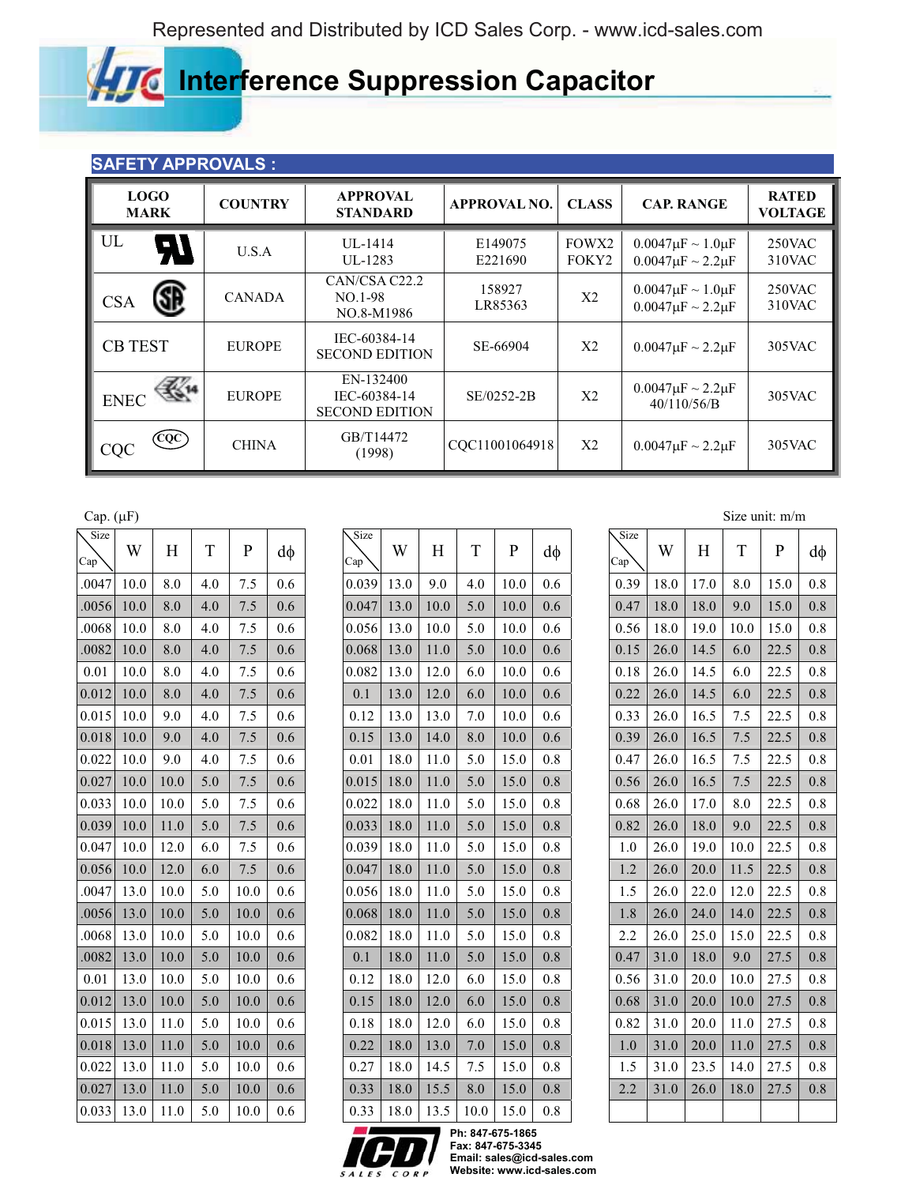Represented and Distributed by ICD Sales Corp. - www.icd-sales.com

# Interference Suppression Capacitor

## SAFETY APPROVALS :

| LOGO MARK | COUNTRY | APPROVAL STANDARD | APPROVAL NO. | CLASS | CAP. RANGE | RATED VOLTAGE |
|---|---|---|---|---|---|---|
| UL | U.S.A | UL-1414<br>UL-1283 | E149075<br>E221690 | FOWX2<br>FOKY2 | 0.0047μF ~ 1.0μF<br>0.0047μF ~ 2.2μF | 250VAC<br>310VAC |
| CSA | CANADA | CAN/CSA C22.2<br>NO.1-98<br>NO.8-M1986 | 158927<br>LR85363 | X2 | 0.0047μF ~ 1.0μF<br>0.0047μF ~ 2.2μF | 250VAC<br>310VAC |
| CB TEST | EUROPE | IEC-60384-14<br>SECOND EDITION | SE-66904 | X2 | 0.0047μF ~ 2.2μF | 305VAC |
| ENEC | EUROPE | EN-132400<br>IEC-60384-14<br>SECOND EDITION | SE/0252-2B | X2 | 0.0047μF ~ 2.2μF<br>40/110/56/B | 305VAC |
| CQC | CHINA | GB/T14472<br>(1998) | CQC11001064918 | X2 | 0.0047μF ~ 2.2μF | 305VAC |

Cap. (μF)

Size unit: m/m

| Cap \ Size | W | H | T | P | dϕ |
|---|---|---|---|---|---|
| .0047 | 10.0 | 8.0 | 4.0 | 7.5 | 0.6 |
| .0056 | 10.0 | 8.0 | 4.0 | 7.5 | 0.6 |
| .0068 | 10.0 | 8.0 | 4.0 | 7.5 | 0.6 |
| .0082 | 10.0 | 8.0 | 4.0 | 7.5 | 0.6 |
| 0.01 | 10.0 | 8.0 | 4.0 | 7.5 | 0.6 |
| 0.012 | 10.0 | 8.0 | 4.0 | 7.5 | 0.6 |
| 0.015 | 10.0 | 9.0 | 4.0 | 7.5 | 0.6 |
| 0.018 | 10.0 | 9.0 | 4.0 | 7.5 | 0.6 |
| 0.022 | 10.0 | 9.0 | 4.0 | 7.5 | 0.6 |
| 0.027 | 10.0 | 10.0 | 5.0 | 7.5 | 0.6 |
| 0.033 | 10.0 | 10.0 | 5.0 | 7.5 | 0.6 |
| 0.039 | 10.0 | 11.0 | 5.0 | 7.5 | 0.6 |
| 0.047 | 10.0 | 12.0 | 6.0 | 7.5 | 0.6 |
| 0.056 | 10.0 | 12.0 | 6.0 | 7.5 | 0.6 |
| .0047 | 13.0 | 10.0 | 5.0 | 10.0 | 0.6 |
| .0056 | 13.0 | 10.0 | 5.0 | 10.0 | 0.6 |
| .0068 | 13.0 | 10.0 | 5.0 | 10.0 | 0.6 |
| .0082 | 13.0 | 10.0 | 5.0 | 10.0 | 0.6 |
| 0.01 | 13.0 | 10.0 | 5.0 | 10.0 | 0.6 |
| 0.012 | 13.0 | 10.0 | 5.0 | 10.0 | 0.6 |
| 0.015 | 13.0 | 11.0 | 5.0 | 10.0 | 0.6 |
| 0.018 | 13.0 | 11.0 | 5.0 | 10.0 | 0.6 |
| 0.022 | 13.0 | 11.0 | 5.0 | 10.0 | 0.6 |
| 0.027 | 13.0 | 11.0 | 5.0 | 10.0 | 0.6 |
| 0.033 | 13.0 | 11.0 | 5.0 | 10.0 | 0.6 |

| Cap \ Size | W | H | T | P | dϕ |
|---|---|---|---|---|---|
| 0.039 | 13.0 | 9.0 | 4.0 | 10.0 | 0.6 |
| 0.047 | 13.0 | 10.0 | 5.0 | 10.0 | 0.6 |
| 0.056 | 13.0 | 10.0 | 5.0 | 10.0 | 0.6 |
| 0.068 | 13.0 | 11.0 | 5.0 | 10.0 | 0.6 |
| 0.082 | 13.0 | 12.0 | 6.0 | 10.0 | 0.6 |
| 0.1 | 13.0 | 12.0 | 6.0 | 10.0 | 0.6 |
| 0.12 | 13.0 | 13.0 | 7.0 | 10.0 | 0.6 |
| 0.15 | 13.0 | 14.0 | 8.0 | 10.0 | 0.6 |
| 0.01 | 18.0 | 11.0 | 5.0 | 15.0 | 0.8 |
| 0.015 | 18.0 | 11.0 | 5.0 | 15.0 | 0.8 |
| 0.022 | 18.0 | 11.0 | 5.0 | 15.0 | 0.8 |
| 0.033 | 18.0 | 11.0 | 5.0 | 15.0 | 0.8 |
| 0.039 | 18.0 | 11.0 | 5.0 | 15.0 | 0.8 |
| 0.047 | 18.0 | 11.0 | 5.0 | 15.0 | 0.8 |
| 0.056 | 18.0 | 11.0 | 5.0 | 15.0 | 0.8 |
| 0.068 | 18.0 | 11.0 | 5.0 | 15.0 | 0.8 |
| 0.082 | 18.0 | 11.0 | 5.0 | 15.0 | 0.8 |
| 0.1 | 18.0 | 11.0 | 5.0 | 15.0 | 0.8 |
| 0.12 | 18.0 | 12.0 | 6.0 | 15.0 | 0.8 |
| 0.15 | 18.0 | 12.0 | 6.0 | 15.0 | 0.8 |
| 0.18 | 18.0 | 12.0 | 6.0 | 15.0 | 0.8 |
| 0.22 | 18.0 | 13.0 | 7.0 | 15.0 | 0.8 |
| 0.27 | 18.0 | 14.5 | 7.5 | 15.0 | 0.8 |
| 0.33 | 18.0 | 15.5 | 8.0 | 15.0 | 0.8 |
| 0.33 | 18.0 | 13.5 | 10.0 | 15.0 | 0.8 |

| Cap \ Size | W | H | T | P | dϕ |
|---|---|---|---|---|---|
| 0.39 | 18.0 | 17.0 | 8.0 | 15.0 | 0.8 |
| 0.47 | 18.0 | 18.0 | 9.0 | 15.0 | 0.8 |
| 0.56 | 18.0 | 19.0 | 10.0 | 15.0 | 0.8 |
| 0.15 | 26.0 | 14.5 | 6.0 | 22.5 | 0.8 |
| 0.18 | 26.0 | 14.5 | 6.0 | 22.5 | 0.8 |
| 0.22 | 26.0 | 14.5 | 6.0 | 22.5 | 0.8 |
| 0.33 | 26.0 | 16.5 | 7.5 | 22.5 | 0.8 |
| 0.39 | 26.0 | 16.5 | 7.5 | 22.5 | 0.8 |
| 0.47 | 26.0 | 16.5 | 7.5 | 22.5 | 0.8 |
| 0.56 | 26.0 | 16.5 | 7.5 | 22.5 | 0.8 |
| 0.68 | 26.0 | 17.0 | 8.0 | 22.5 | 0.8 |
| 0.82 | 26.0 | 18.0 | 9.0 | 22.5 | 0.8 |
| 1.0 | 26.0 | 19.0 | 10.0 | 22.5 | 0.8 |
| 1.2 | 26.0 | 20.0 | 11.5 | 22.5 | 0.8 |
| 1.5 | 26.0 | 22.0 | 12.0 | 22.5 | 0.8 |
| 1.8 | 26.0 | 24.0 | 14.0 | 22.5 | 0.8 |
| 2.2 | 26.0 | 25.0 | 15.0 | 22.5 | 0.8 |
| 0.47 | 31.0 | 18.0 | 9.0 | 27.5 | 0.8 |
| 0.56 | 31.0 | 20.0 | 10.0 | 27.5 | 0.8 |
| 0.68 | 31.0 | 20.0 | 10.0 | 27.5 | 0.8 |
| 0.82 | 31.0 | 20.0 | 11.0 | 27.5 | 0.8 |
| 1.0 | 31.0 | 20.0 | 11.0 | 27.5 | 0.8 |
| 1.5 | 31.0 | 23.5 | 14.0 | 27.5 | 0.8 |
| 2.2 | 31.0 | 26.0 | 18.0 | 27.5 | 0.8 |

ICD SALES CORP

Ph: 847-675-1865
Fax: 847-675-3345
Email: sales@icd-sales.com
Website: www.icd-sales.com